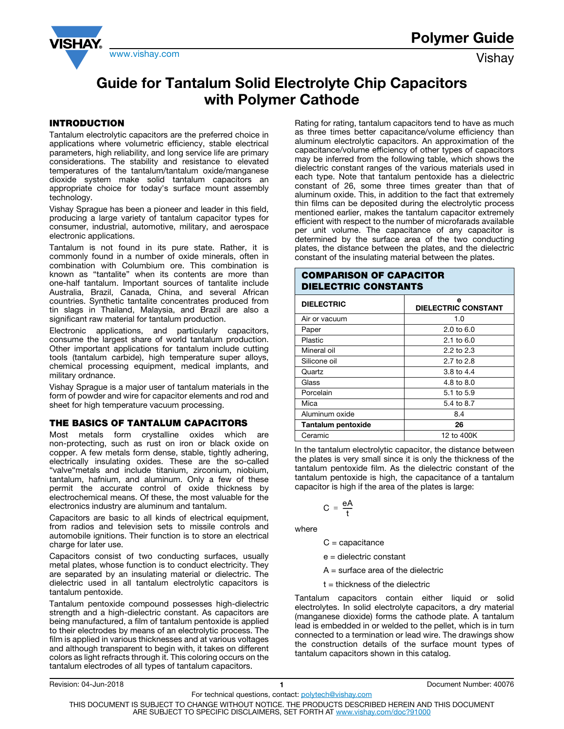# Guide for Tantalum Solid Electrolyte Chip Capacitors with Polymer Cathode

## INTRODUCTION

Tantalum electrolytic capacitors are the preferred choice in applications where volumetric efficiency, stable electrical parameters, high reliability, and long service life are primary considerations. The stability and resistance to elevated temperatures of the tantalum/tantalum oxide/manganese dioxide system make solid tantalum capacitors an appropriate choice for today's surface mount assembly technology.

Vishay Sprague has been a pioneer and leader in this field, producing a large variety of tantalum capacitor types for consumer, industrial, automotive, military, and aerospace electronic applications.

Tantalum is not found in its pure state. Rather, it is commonly found in a number of oxide minerals, often in combination with Columbium ore. This combination is known as "tantalite" when its contents are more than one-half tantalum. Important sources of tantalite include Australia, Brazil, Canada, China, and several African countries. Synthetic tantalite concentrates produced from tin slags in Thailand, Malaysia, and Brazil are also a significant raw material for tantalum production.

Electronic applications, and particularly capacitors, consume the largest share of world tantalum production. Other important applications for tantalum include cutting tools (tantalum carbide), high temperature super alloys, chemical processing equipment, medical implants, and military ordnance.

Vishay Sprague is a major user of tantalum materials in the form of powder and wire for capacitor elements and rod and sheet for high temperature vacuum processing.

## THE BASICS OF TANTALUM CAPACITORS

Most metals form crystalline oxides which are non-protecting, such as rust on iron or black oxide on copper. A few metals form dense, stable, tightly adhering, electrically insulating oxides. These are the so-called "valve"metals and include titanium, zirconium, niobium, tantalum, hafnium, and aluminum. Only a few of these permit the accurate control of oxide thickness by electrochemical means. Of these, the most valuable for the electronics industry are aluminum and tantalum.

Capacitors are basic to all kinds of electrical equipment, from radios and television sets to missile controls and automobile ignitions. Their function is to store an electrical charge for later use.

Capacitors consist of two conducting surfaces, usually metal plates, whose function is to conduct electricity. They are separated by an insulating material or dielectric. The dielectric used in all tantalum electrolytic capacitors is tantalum pentoxide.

Tantalum pentoxide compound possesses high-dielectric strength and a high-dielectric constant. As capacitors are being manufactured, a film of tantalum pentoxide is applied to their electrodes by means of an electrolytic process. The film is applied in various thicknesses and at various voltages and although transparent to begin with, it takes on different colors as light refracts through it. This coloring occurs on the tantalum electrodes of all types of tantalum capacitors.

Rating for rating, tantalum capacitors tend to have as much as three times better capacitance/volume efficiency than aluminum electrolytic capacitors. An approximation of the capacitance/volume efficiency of other types of capacitors may be inferred from the following table, which shows the dielectric constant ranges of the various materials used in each type. Note that tantalum pentoxide has a dielectric constant of 26, some three times greater than that of aluminum oxide. This, in addition to the fact that extremely thin films can be deposited during the electrolytic process mentioned earlier, makes the tantalum capacitor extremely efficient with respect to the number of microfarads available per unit volume. The capacitance of any capacitor is determined by the surface area of the two conducting plates, the distance between the plates, and the dielectric constant of the insulating material between the plates.

**COMPARISON OF CAPACITOR DIELECTRIC CONSTANTS**

| DIELECTRIC | e DIELECTRIC CONSTANT |
|---|---|
| Air or vacuum | 1.0 |
| Paper | 2.0 to 6.0 |
| Plastic | 2.1 to 6.0 |
| Mineral oil | 2.2 to 2.3 |
| Silicone oil | 2.7 to 2.8 |
| Quartz | 3.8 to 4.4 |
| Glass | 4.8 to 8.0 |
| Porcelain | 5.1 to 5.9 |
| Mica | 5.4 to 8.7 |
| Aluminum oxide | 8.4 |
| **Tantalum pentoxide** | **26** |
| Ceramic | 12 to 400K |

In the tantalum electrolytic capacitor, the distance between the plates is very small since it is only the thickness of the tantalum pentoxide film. As the dielectric constant of the tantalum pentoxide is high, the capacitance of a tantalum capacitor is high if the area of the plates is large:

$$C = \frac{eA}{t}$$

where

C = capacitance

e = dielectric constant

A = surface area of the dielectric

t = thickness of the dielectric

Tantalum capacitors contain either liquid or solid electrolytes. In solid electrolyte capacitors, a dry material (manganese dioxide) forms the cathode plate. A tantalum lead is embedded in or welded to the pellet, which is in turn connected to a termination or lead wire. The drawings show the construction details of the surface mount types of tantalum capacitors shown in this catalog.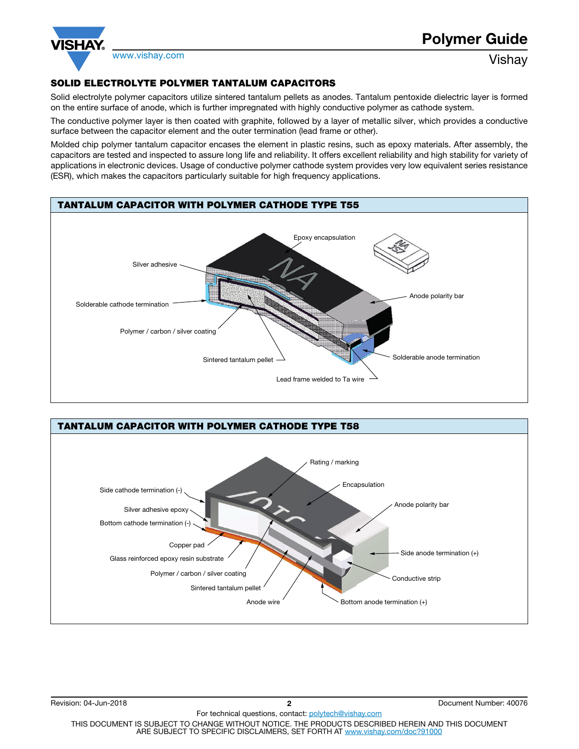## SOLID ELECTROLYTE POLYMER TANTALUM CAPACITORS

Solid electrolyte polymer capacitors utilize sintered tantalum pellets as anodes. Tantalum pentoxide dielectric layer is formed on the entire surface of anode, which is further impregnated with highly conductive polymer as cathode system.

The conductive polymer layer is then coated with graphite, followed by a layer of metallic silver, which provides a conductive surface between the capacitor element and the outer termination (lead frame or other).

Molded chip polymer tantalum capacitor encases the element in plastic resins, such as epoxy materials. After assembly, the capacitors are tested and inspected to assure long life and reliability. It offers excellent reliability and high stability for variety of applications in electronic devices. Usage of conductive polymer cathode system provides very low equivalent series resistance (ESR), which makes the capacitors particularly suitable for high frequency applications.

### TANTALUM CAPACITOR WITH POLYMER CATHODE TYPE T55

Epoxy encapsulation

Silver adhesive

Solderable cathode termination

Polymer / carbon / silver coating

Sintered tantalum pellet

Lead frame welded to Ta wire

Anode polarity bar

Solderable anode termination

### TANTALUM CAPACITOR WITH POLYMER CATHODE TYPE T58

Rating / marking

Encapsulation

Side cathode termination (-)

Silver adhesive epoxy

Bottom cathode termination (-)

Anode polarity bar

Copper pad

Glass reinforced epoxy resin substrate

Polymer / carbon / silver coating

Sintered tantalum pellet

Anode wire

Side anode termination (+)

Conductive strip

Bottom anode termination (+)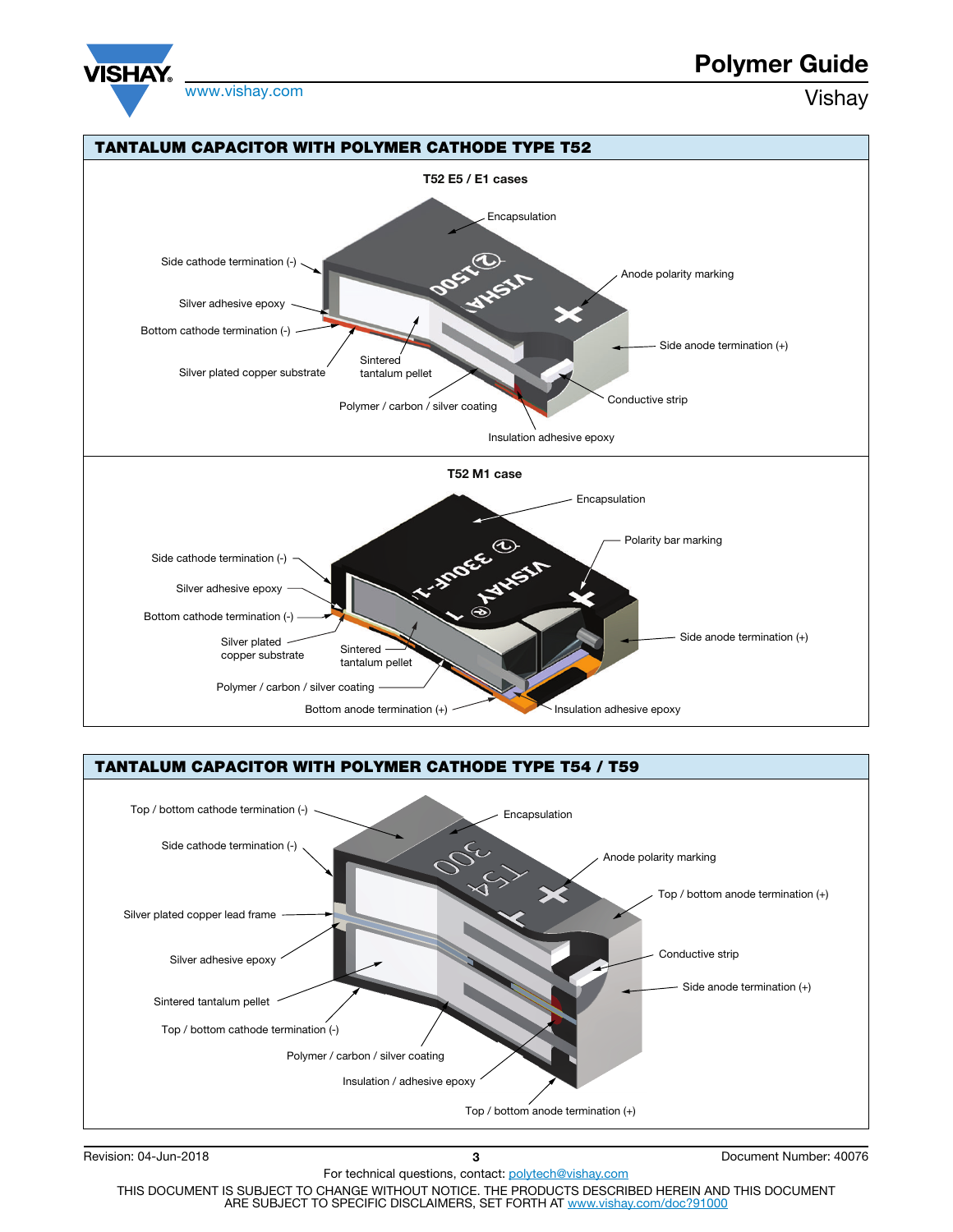## TANTALUM CAPACITOR WITH POLYMER CATHODE TYPE T52

**T52 E5 / E1 cases**

Encapsulation

Side cathode termination (-)

Anode polarity marking

Silver adhesive epoxy

Bottom cathode termination (-)

Side anode termination (+)

Silver plated copper substrate

Sintered tantalum pellet

Conductive strip

Polymer / carbon / silver coating

Insulation adhesive epoxy

**T52 M1 case**

Encapsulation

Polarity bar marking

Side cathode termination (-)

Silver adhesive epoxy

Bottom cathode termination (-)

Side anode termination (+)

Silver plated copper substrate

Sintered tantalum pellet

Polymer / carbon / silver coating

Bottom anode termination (+)

Insulation adhesive epoxy

## TANTALUM CAPACITOR WITH POLYMER CATHODE TYPE T54 / T59

Top / bottom cathode termination (-)

Encapsulation

Side cathode termination (-)

Anode polarity marking

Top / bottom anode termination (+)

Silver plated copper lead frame

Conductive strip

Silver adhesive epoxy

Side anode termination (+)

Sintered tantalum pellet

Top / bottom cathode termination (-)

Polymer / carbon / silver coating

Insulation / adhesive epoxy

Top / bottom anode termination (+)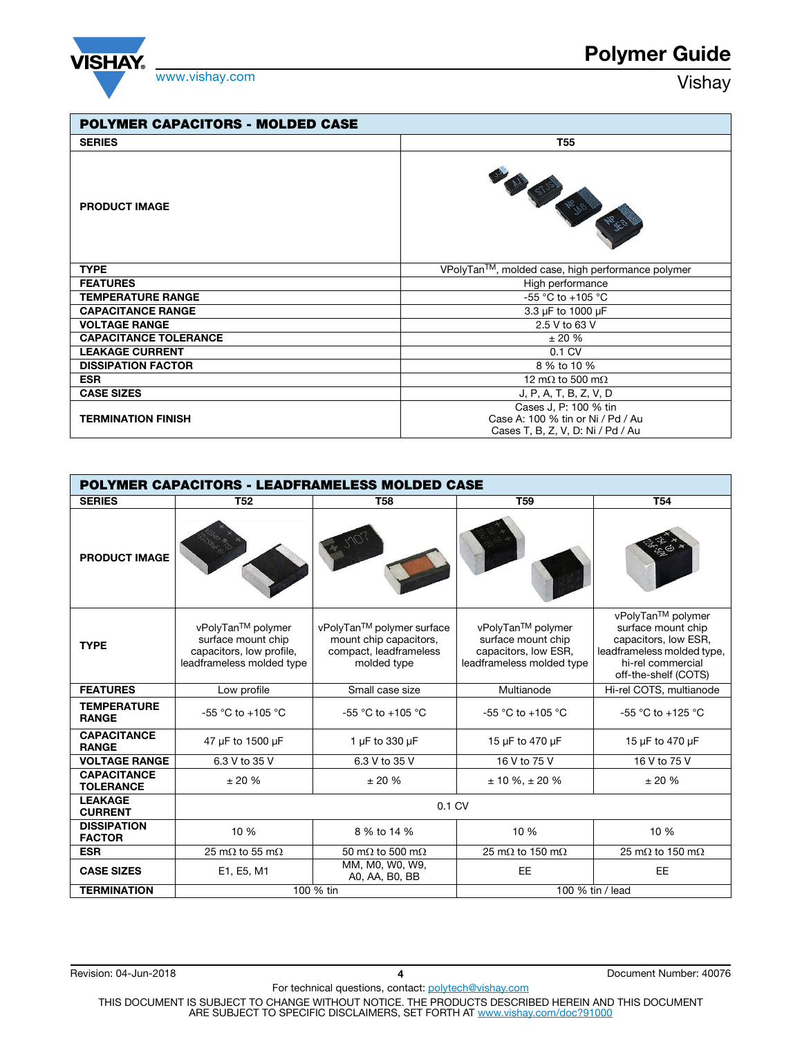| POLYMER CAPACITORS - MOLDED CASE | |
|---|---|
| SERIES | T55 |
| PRODUCT IMAGE | |
| TYPE | VPolyTan™, molded case, high performance polymer |
| FEATURES | High performance |
| TEMPERATURE RANGE | -55 °C to +105 °C |
| CAPACITANCE RANGE | 3.3 µF to 1000 µF |
| VOLTAGE RANGE | 2.5 V to 63 V |
| CAPACITANCE TOLERANCE | ± 20 % |
| LEAKAGE CURRENT | 0.1 CV |
| DISSIPATION FACTOR | 8 % to 10 % |
| ESR | 12 mΩ to 500 mΩ |
| CASE SIZES | J, P, A, T, B, Z, V, D |
| TERMINATION FINISH | Cases J, P: 100 % tin<br>Case A: 100 % tin or Ni / Pd / Au<br>Cases T, B, Z, V, D: Ni / Pd / Au |

| POLYMER CAPACITORS - LEADFRAMELESS MOLDED CASE | | | | |
|---|---|---|---|---|
| SERIES | T52 | T58 | T59 | T54 |
| PRODUCT IMAGE | | | | |
| TYPE | vPolyTan™ polymer surface mount chip capacitors, low profile, leadframeless molded type | vPolyTan™ polymer surface mount chip capacitors, compact, leadframeless molded type | vPolyTan™ polymer surface mount chip capacitors, low ESR, leadframeless molded type | vPolyTan™ polymer surface mount chip capacitors, low ESR, leadframeless molded type, hi-rel commercial off-the-shelf (COTS) |
| FEATURES | Low profile | Small case size | Multianode | Hi-rel COTS, multianode |
| TEMPERATURE RANGE | -55 °C to +105 °C | -55 °C to +105 °C | -55 °C to +105 °C | -55 °C to +125 °C |
| CAPACITANCE RANGE | 47 µF to 1500 µF | 1 µF to 330 µF | 15 µF to 470 µF | 15 µF to 470 µF |
| VOLTAGE RANGE | 6.3 V to 35 V | 6.3 V to 35 V | 16 V to 75 V | 16 V to 75 V |
| CAPACITANCE TOLERANCE | ± 20 % | ± 20 % | ± 10 %, ± 20 % | ± 20 % |
| LEAKAGE CURRENT | 0.1 CV | | | |
| DISSIPATION FACTOR | 10 % | 8 % to 14 % | 10 % | 10 % |
| ESR | 25 mΩ to 55 mΩ | 50 mΩ to 500 mΩ | 25 mΩ to 150 mΩ | 25 mΩ to 150 mΩ |
| CASE SIZES | E1, E5, M1 | MM, M0, W0, W9, A0, AA, B0, BB | EE | EE |
| TERMINATION | 100 % tin | | 100 % tin / lead | |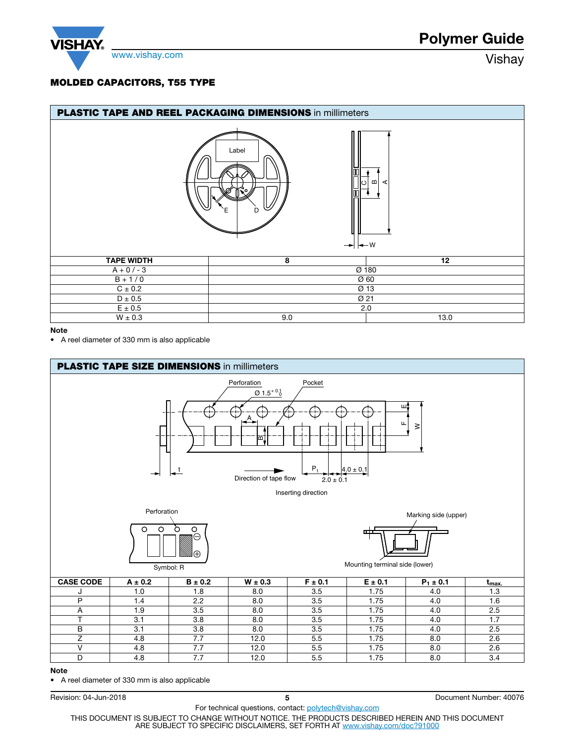## MOLDED CAPACITORS, T55 TYPE

### PLASTIC TAPE AND REEL PACKAGING DIMENSIONS in millimeters

| TAPE WIDTH | 8 | 12 |
|---|---|---|
| A + 0 / - 3 | Ø 180 | |
| B + 1 / 0 | Ø 60 | |
| C ± 0.2 | Ø 13 | |
| D ± 0.5 | Ø 21 | |
| E ± 0.5 | 2.0 | |
| W ± 0.3 | 9.0 | 13.0 |

**Note**

- A reel diameter of 330 mm is also applicable

### PLASTIC TAPE SIZE DIMENSIONS in millimeters

Perforation, Pocket, Ø $1.5^{+0.1}_{0}$, Direction of tape flow, $P_1$, 4.0 ± 0.1, 2.0 ± 0.1, Inserting direction

Perforation, Symbol: R, Marking side (upper), Mounting terminal side (lower)

| CASE CODE | A ± 0.2 | B ± 0.2 | W ± 0.3 | F ± 0.1 | E ± 0.1 | $P_1$ ± 0.1 | $t_{max.}$ |
|---|---|---|---|---|---|---|---|
| J | 1.0 | 1.8 | 8.0 | 3.5 | 1.75 | 4.0 | 1.3 |
| P | 1.4 | 2.2 | 8.0 | 3.5 | 1.75 | 4.0 | 1.6 |
| A | 1.9 | 3.5 | 8.0 | 3.5 | 1.75 | 4.0 | 2.5 |
| T | 3.1 | 3.8 | 8.0 | 3.5 | 1.75 | 4.0 | 1.7 |
| B | 3.1 | 3.8 | 8.0 | 3.5 | 1.75 | 4.0 | 2.5 |
| Z | 4.8 | 7.7 | 12.0 | 5.5 | 1.75 | 8.0 | 2.6 |
| V | 4.8 | 7.7 | 12.0 | 5.5 | 1.75 | 8.0 | 2.6 |
| D | 4.8 | 7.7 | 12.0 | 5.5 | 1.75 | 8.0 | 3.4 |

**Note**

- A reel diameter of 330 mm is also applicable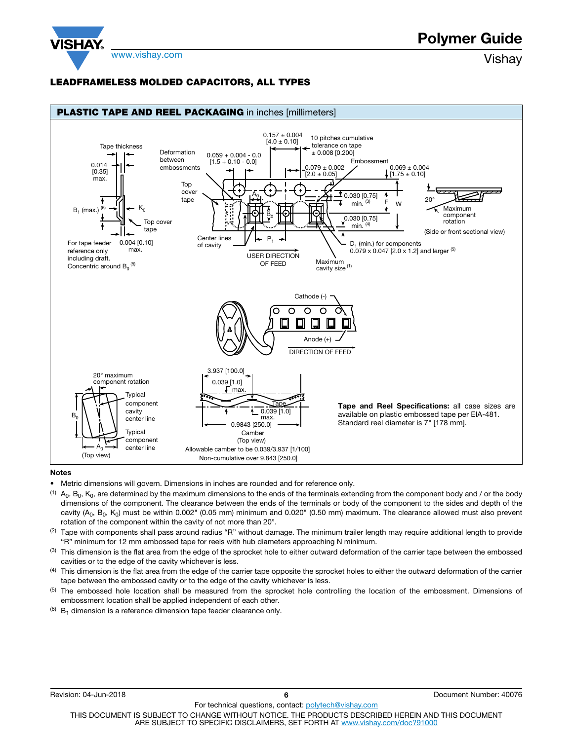## LEADFRAMELESS MOLDED CAPACITORS, ALL TYPES

### PLASTIC TAPE AND REEL PACKAGING in inches [millimeters]

Tape thickness

0.014 [0.35] max.

$B_1$ (max.) [6]

$K_0$

Top cover tape

For tape feeder reference only including draft. Concentric around $B_0$ [5]

0.004 [0.10] max.

Deformation between embossments

Top cover tape

0.059 + 0.004 - 0.0 [1.5 + 0.10 - 0.0]

0.157 ± 0.004 [4.0 ± 0.10]

10 pitches cumulative tolerance on tape ± 0.008 [0.200]

Embossment

0.079 ± 0.002 [2.0 ± 0.05]

0.069 ± 0.004 [1.75 ± 0.10]

$A_0$

$B_0$

0.030 [0.75] min. [3]

F

W

0.030 [0.75] min. [4]

20°

Maximum component rotation

(Side or front sectional view)

Center lines of cavity

$P_1$

USER DIRECTION OF FEED

Maximum cavity size [1]

$D_1$ (min.) for components 0.079 x 0.047 [2.0 x 1.2] and larger [5]

Cathode (-)

Anode (+)

DIRECTION OF FEED

20° maximum component rotation

Typical component cavity center line

$B_0$

Typical component center line

$A_0$

(Top view)

3.937 [100.0]

0.039 [1.0] max.

Tape

0.039 [1.0] max.

0.9843 [250.0]

Camber (Top view)

Allowable camber to be 0.039/3.937 [1/100]
Non-cumulative over 9.843 [250.0]

**Tape and Reel Specifications:** all case sizes are available on plastic embossed tape per EIA-481. Standard reel diameter is 7" [178 mm].

**Notes**

- Metric dimensions will govern. Dimensions in inches are rounded and for reference only.

(1) $A_0$, $B_0$, $K_0$, are determined by the maximum dimensions to the ends of the terminals extending from the component body and / or the body dimensions of the component. The clearance between the ends of the terminals or body of the component to the sides and depth of the cavity ($A_0$, $B_0$, $K_0$) must be within 0.002" (0.05 mm) minimum and 0.020" (0.50 mm) maximum. The clearance allowed must also prevent rotation of the component within the cavity of not more than 20°.

(2) Tape with components shall pass around radius "R" without damage. The minimum trailer length may require additional length to provide "R" minimum for 12 mm embossed tape for reels with hub diameters approaching N minimum.

(3) This dimension is the flat area from the edge of the sprocket hole to either outward deformation of the carrier tape between the embossed cavities or to the edge of the cavity whichever is less.

(4) This dimension is the flat area from the edge of the carrier tape opposite the sprocket holes to either the outward deformation of the carrier tape between the embossed cavity or to the edge of the cavity whichever is less.

(5) The embossed hole location shall be measured from the sprocket hole controlling the location of the embossment. Dimensions of embossment location shall be applied independent of each other.

(6) $B_1$ dimension is a reference dimension tape feeder clearance only.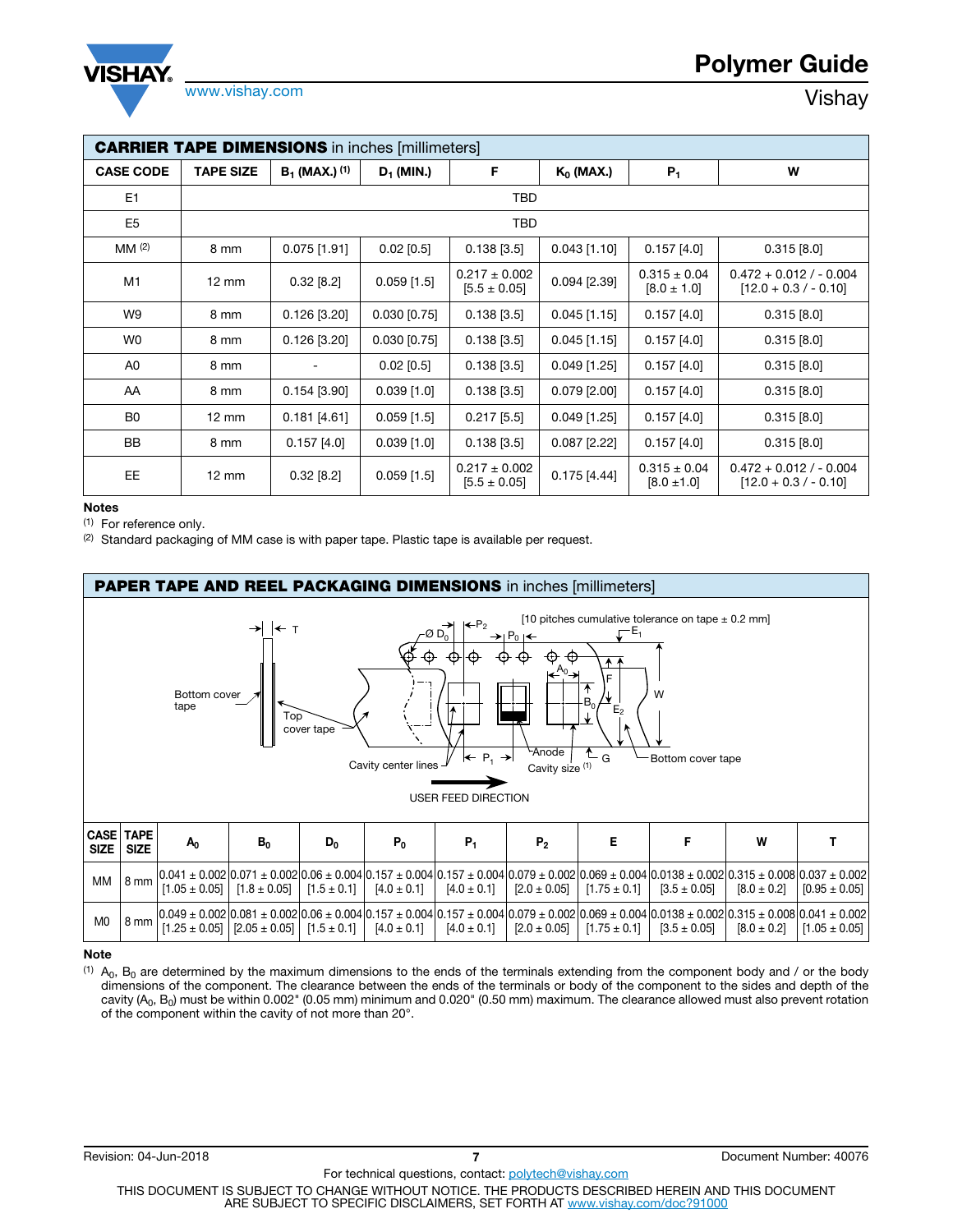**CARRIER TAPE DIMENSIONS** in inches [millimeters]

| CASE CODE | TAPE SIZE | $B_1$ (MAX.) (1) | $D_1$ (MIN.) | F | $K_0$ (MAX.) | $P_1$ | W |
|---|---|---|---|---|---|---|---|
| E1 | TBD | | | | | | |
| E5 | TBD | | | | | | |
| MM (2) | 8 mm | 0.075 [1.91] | 0.02 [0.5] | 0.138 [3.5] | 0.043 [1.10] | 0.157 [4.0] | 0.315 [8.0] |
| M1 | 12 mm | 0.32 [8.2] | 0.059 [1.5] | 0.217 ± 0.002 [5.5 ± 0.05] | 0.094 [2.39] | 0.315 ± 0.04 [8.0 ± 1.0] | 0.472 + 0.012 / - 0.004 [12.0 + 0.3 / - 0.10] |
| W9 | 8 mm | 0.126 [3.20] | 0.030 [0.75] | 0.138 [3.5] | 0.045 [1.15] | 0.157 [4.0] | 0.315 [8.0] |
| W0 | 8 mm | 0.126 [3.20] | 0.030 [0.75] | 0.138 [3.5] | 0.045 [1.15] | 0.157 [4.0] | 0.315 [8.0] |
| A0 | 8 mm | - | 0.02 [0.5] | 0.138 [3.5] | 0.049 [1.25] | 0.157 [4.0] | 0.315 [8.0] |
| AA | 8 mm | 0.154 [3.90] | 0.039 [1.0] | 0.138 [3.5] | 0.079 [2.00] | 0.157 [4.0] | 0.315 [8.0] |
| B0 | 12 mm | 0.181 [4.61] | 0.059 [1.5] | 0.217 [5.5] | 0.049 [1.25] | 0.157 [4.0] | 0.315 [8.0] |
| BB | 8 mm | 0.157 [4.0] | 0.039 [1.0] | 0.138 [3.5] | 0.087 [2.22] | 0.157 [4.0] | 0.315 [8.0] |
| EE | 12 mm | 0.32 [8.2] | 0.059 [1.5] | 0.217 ± 0.002 [5.5 ± 0.05] | 0.175 [4.44] | 0.315 ± 0.04 [8.0 ±1.0] | 0.472 + 0.012 / - 0.004 [12.0 + 0.3 / - 0.10] |

**Notes**

(1) For reference only.

(2) Standard packaging of MM case is with paper tape. Plastic tape is available per request.

**PAPER TAPE AND REEL PACKAGING DIMENSIONS** in inches [millimeters]

T; Bottom cover tape; Top cover tape; Ø $D_0$; $P_2$; $P_0$; [10 pitches cumulative tolerance on tape ± 0.2 mm]; $E_1$; $A_0$; F; $B_0$; $E_2$; W; Cavity center lines; $P_1$; Anode; Cavity size (1); G; Bottom cover tape; USER FEED DIRECTION

| CASE SIZE | TAPE SIZE | $A_0$ | $B_0$ | $D_0$ | $P_0$ | $P_1$ | $P_2$ | E | F | W | T |
|---|---|---|---|---|---|---|---|---|---|---|---|
| MM | 8 mm | 0.041 ± 0.002 [1.05 ± 0.05] | 0.071 ± 0.002 [1.8 ± 0.05] | 0.06 ± 0.004 [1.5 ± 0.1] | 0.157 ± 0.004 [4.0 ± 0.1] | 0.157 ± 0.004 [4.0 ± 0.1] | 0.079 ± 0.002 [2.0 ± 0.05] | 0.069 ± 0.004 [1.75 ± 0.1] | 0.0138 ± 0.002 [3.5 ± 0.05] | 0.315 ± 0.008 [8.0 ± 0.2] | 0.037 ± 0.002 [0.95 ± 0.05] |
| M0 | 8 mm | 0.049 ± 0.002 [1.25 ± 0.05] | 0.081 ± 0.002 [2.05 ± 0.05] | 0.06 ± 0.004 [1.5 ± 0.1] | 0.157 ± 0.004 [4.0 ± 0.1] | 0.157 ± 0.004 [4.0 ± 0.1] | 0.079 ± 0.002 [2.0 ± 0.05] | 0.069 ± 0.004 [1.75 ± 0.1] | 0.0138 ± 0.002 [3.5 ± 0.05] | 0.315 ± 0.008 [8.0 ± 0.2] | 0.041 ± 0.002 [1.05 ± 0.05] |

**Note**

(1) $A_0$, $B_0$ are determined by the maximum dimensions to the ends of the terminals extending from the component body and / or the body dimensions of the component. The clearance between the ends of the terminals or body of the component to the sides and depth of the cavity ($A_0$, $B_0$) must be within 0.002" (0.05 mm) minimum and 0.020" (0.50 mm) maximum. The clearance allowed must also prevent rotation of the component within the cavity of not more than 20°.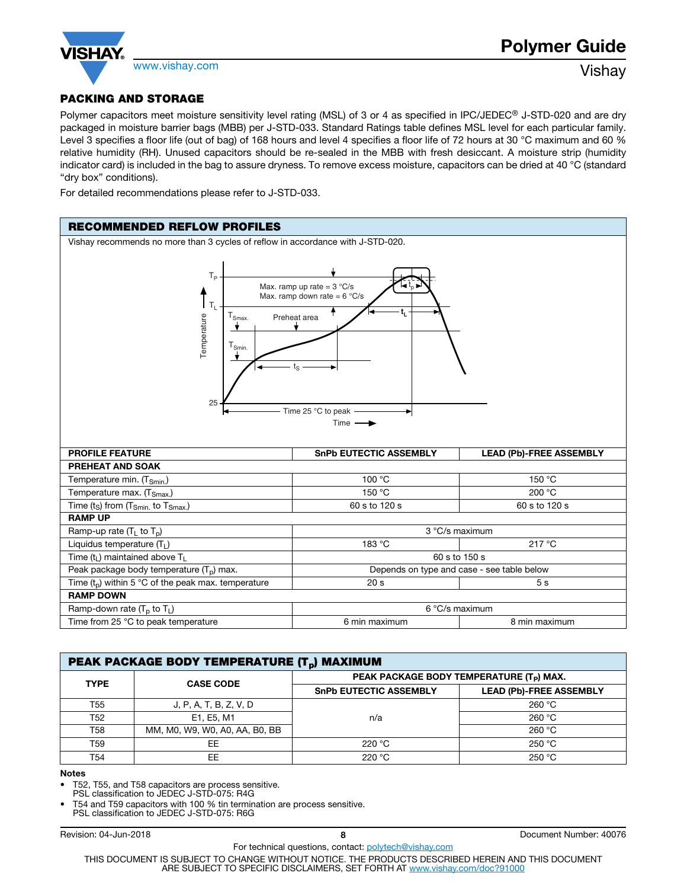## PACKING AND STORAGE

Polymer capacitors meet moisture sensitivity level rating (MSL) of 3 or 4 as specified in IPC/JEDEC® J-STD-020 and are dry packaged in moisture barrier bags (MBB) per J-STD-033. Standard Ratings table defines MSL level for each particular family. Level 3 specifies a floor life (out of bag) of 168 hours and level 4 specifies a floor life of 72 hours at 30 °C maximum and 60 % relative humidity (RH). Unused capacitors should be re-sealed in the MBB with fresh desiccant. A moisture strip (humidity indicator card) is included in the bag to assure dryness. To remove excess moisture, capacitors can be dried at 40 °C (standard "dry box" conditions).

For detailed recommendations please refer to J-STD-033.

## RECOMMENDED REFLOW PROFILES

Vishay recommends no more than 3 cycles of reflow in accordance with J-STD-020.

| PROFILE FEATURE | SnPb EUTECTIC ASSEMBLY | LEAD (Pb)-FREE ASSEMBLY |
|---|---|---|
| **PREHEAT AND SOAK** | | |
| Temperature min. ($T_{Smin.}$) | 100 °C | 150 °C |
| Temperature max. ($T_{Smax.}$) | 150 °C | 200 °C |
| Time ($t_S$) from ($T_{Smin.}$ to $T_{Smax.}$) | 60 s to 120 s | 60 s to 120 s |
| **RAMP UP** | | |
| Ramp-up rate ($T_L$ to $T_p$) | 3 °C/s maximum | |
| Liquidus temperature ($T_L$) | 183 °C | 217 °C |
| Time ($t_L$) maintained above $T_L$ | 60 s to 150 s | |
| Peak package body temperature ($T_p$) max. | Depends on type and case - see table below | |
| Time ($t_p$) within 5 °C of the peak max. temperature | 20 s | 5 s |
| **RAMP DOWN** | | |
| Ramp-down rate ($T_p$ to $T_L$) | 6 °C/s maximum | |
| Time from 25 °C to peak temperature | 6 min maximum | 8 min maximum |

## PEAK PACKAGE BODY TEMPERATURE ($T_p$) MAXIMUM

| TYPE | CASE CODE | PEAK PACKAGE BODY TEMPERATURE ($T_P$) MAX. | |
|---|---|---|---|
| | | SnPb EUTECTIC ASSEMBLY | LEAD (Pb)-FREE ASSEMBLY |
| T55 | J, P, A, T, B, Z, V, D | n/a | 260 °C |
| T52 | E1, E5, M1 | n/a | 260 °C |
| T58 | MM, M0, W9, W0, A0, AA, B0, BB | n/a | 260 °C |
| T59 | EE | 220 °C | 250 °C |
| T54 | EE | 220 °C | 250 °C |

**Notes**

- T52, T55, and T58 capacitors are process sensitive.
  PSL classification to JEDEC J-STD-075: R4G
- T54 and T59 capacitors with 100 % tin termination are process sensitive.
  PSL classification to JEDEC J-STD-075: R6G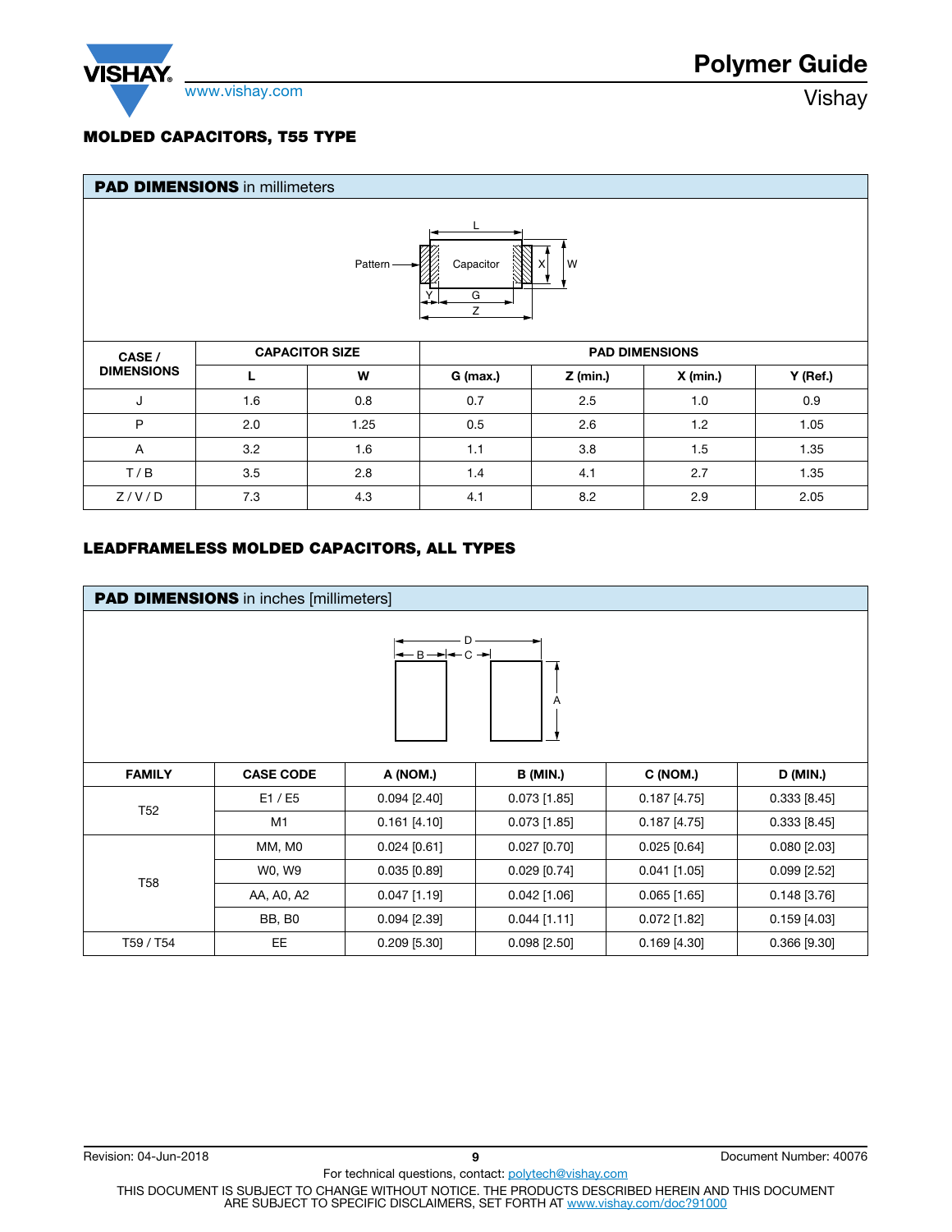## MOLDED CAPACITORS, T55 TYPE

**PAD DIMENSIONS** in millimeters

| CASE / DIMENSIONS | CAPACITOR SIZE | | PAD DIMENSIONS | | | |
|---|---|---|---|---|---|---|
| | L | W | G (max.) | Z (min.) | X (min.) | Y (Ref.) |
| J | 1.6 | 0.8 | 0.7 | 2.5 | 1.0 | 0.9 |
| P | 2.0 | 1.25 | 0.5 | 2.6 | 1.2 | 1.05 |
| A | 3.2 | 1.6 | 1.1 | 3.8 | 1.5 | 1.35 |
| T / B | 3.5 | 2.8 | 1.4 | 4.1 | 2.7 | 1.35 |
| Z / V / D | 7.3 | 4.3 | 4.1 | 8.2 | 2.9 | 2.05 |

## LEADFRAMELESS MOLDED CAPACITORS, ALL TYPES

**PAD DIMENSIONS** in inches [millimeters]

| FAMILY | CASE CODE | A (NOM.) | B (MIN.) | C (NOM.) | D (MIN.) |
|---|---|---|---|---|---|
| T52 | E1 / E5 | 0.094 [2.40] | 0.073 [1.85] | 0.187 [4.75] | 0.333 [8.45] |
| | M1 | 0.161 [4.10] | 0.073 [1.85] | 0.187 [4.75] | 0.333 [8.45] |
| T58 | MM, M0 | 0.024 [0.61] | 0.027 [0.70] | 0.025 [0.64] | 0.080 [2.03] |
| | W0, W9 | 0.035 [0.89] | 0.029 [0.74] | 0.041 [1.05] | 0.099 [2.52] |
| | AA, A0, A2 | 0.047 [1.19] | 0.042 [1.06] | 0.065 [1.65] | 0.148 [3.76] |
| | BB, B0 | 0.094 [2.39] | 0.044 [1.11] | 0.072 [1.82] | 0.159 [4.03] |
| T59 / T54 | EE | 0.209 [5.30] | 0.098 [2.50] | 0.169 [4.30] | 0.366 [9.30] |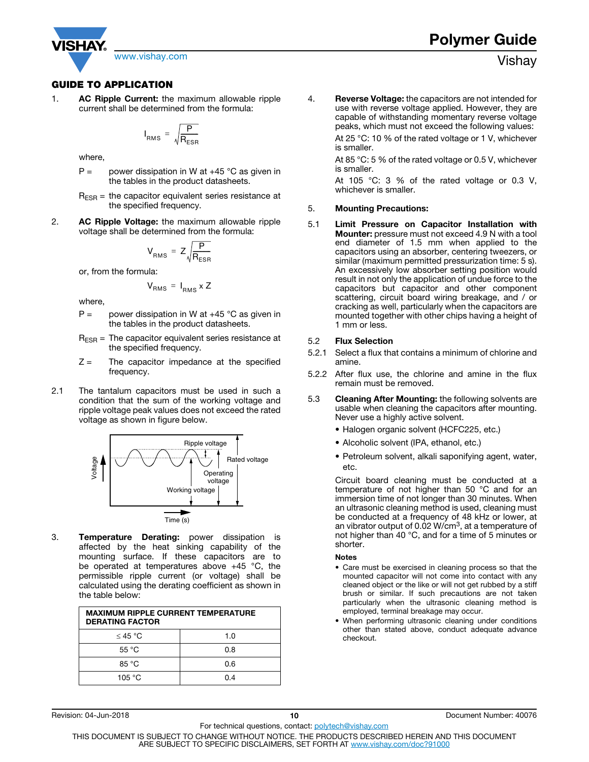## GUIDE TO APPLICATION

1. **AC Ripple Current:** the maximum allowable ripple current shall be determined from the formula:

$$I_{RMS} = \sqrt{\frac{P}{R_{ESR}}}$$

where,

P = power dissipation in W at +45 °C as given in the tables in the product datasheets.

$R_{ESR}$ = the capacitor equivalent series resistance at the specified frequency.

2. **AC Ripple Voltage:** the maximum allowable ripple voltage shall be determined from the formula:

$$V_{RMS} = Z\sqrt{\frac{P}{R_{ESR}}}$$

or, from the formula:

$$V_{RMS} = I_{RMS} \times Z$$

where,

P = power dissipation in W at +45 °C as given in the tables in the product datasheets.

$R_{ESR}$ = The capacitor equivalent series resistance at the specified frequency.

Z = The capacitor impedance at the specified frequency.

2.1 The tantalum capacitors must be used in such a condition that the sum of the working voltage and ripple voltage peak values does not exceed the rated voltage as shown in figure below.

Ripple voltage
Rated voltage
Operating voltage
Working voltage
Voltage
Time (s)

3. **Temperature Derating:** power dissipation is affected by the heat sinking capability of the mounting surface. If these capacitors are to be operated at temperatures above +45 °C, the permissible ripple current (or voltage) shall be calculated using the derating coefficient as shown in the table below:

| MAXIMUM RIPPLE CURRENT TEMPERATURE DERATING FACTOR | |
|---|---|
| ≤ 45 °C | 1.0 |
| 55 °C | 0.8 |
| 85 °C | 0.6 |
| 105 °C | 0.4 |

4. **Reverse Voltage:** the capacitors are not intended for use with reverse voltage applied. However, they are capable of withstanding momentary reverse voltage peaks, which must not exceed the following values:

At 25 °C: 10 % of the rated voltage or 1 V, whichever is smaller.

At 85 °C: 5 % of the rated voltage or 0.5 V, whichever is smaller.

At 105 °C: 3 % of the rated voltage or 0.3 V, whichever is smaller.

5. **Mounting Precautions:**

5.1 **Limit Pressure on Capacitor Installation with Mounter:** pressure must not exceed 4.9 N with a tool end diameter of 1.5 mm when applied to the capacitors using an absorber, centering tweezers, or similar (maximum permitted pressurization time: 5 s). An excessively low absorber setting position would result in not only the application of undue force to the capacitors but capacitor and other component scattering, circuit board wiring breakage, and / or cracking as well, particularly when the capacitors are mounted together with other chips having a height of 1 mm or less.

5.2 **Flux Selection**

5.2.1 Select a flux that contains a minimum of chlorine and amine.

5.2.2 After flux use, the chlorine and amine in the flux remain must be removed.

5.3 **Cleaning After Mounting:** the following solvents are usable when cleaning the capacitors after mounting. Never use a highly active solvent.

- Halogen organic solvent (HCFC225, etc.)
- Alcoholic solvent (IPA, ethanol, etc.)
- Petroleum solvent, alkali saponifying agent, water, etc.

Circuit board cleaning must be conducted at a temperature of not higher than 50 °C and for an immersion time of not longer than 30 minutes. When an ultrasonic cleaning method is used, cleaning must be conducted at a frequency of 48 kHz or lower, at an vibrator output of 0.02 W/cm$^3$, at a temperature of not higher than 40 °C, and for a time of 5 minutes or shorter.

**Notes**

- Care must be exercised in cleaning process so that the mounted capacitor will not come into contact with any cleaned object or the like or will not get rubbed by a stiff brush or similar. If such precautions are not taken particularly when the ultrasonic cleaning method is employed, terminal breakage may occur.
- When performing ultrasonic cleaning under conditions other than stated above, conduct adequate advance checkout.